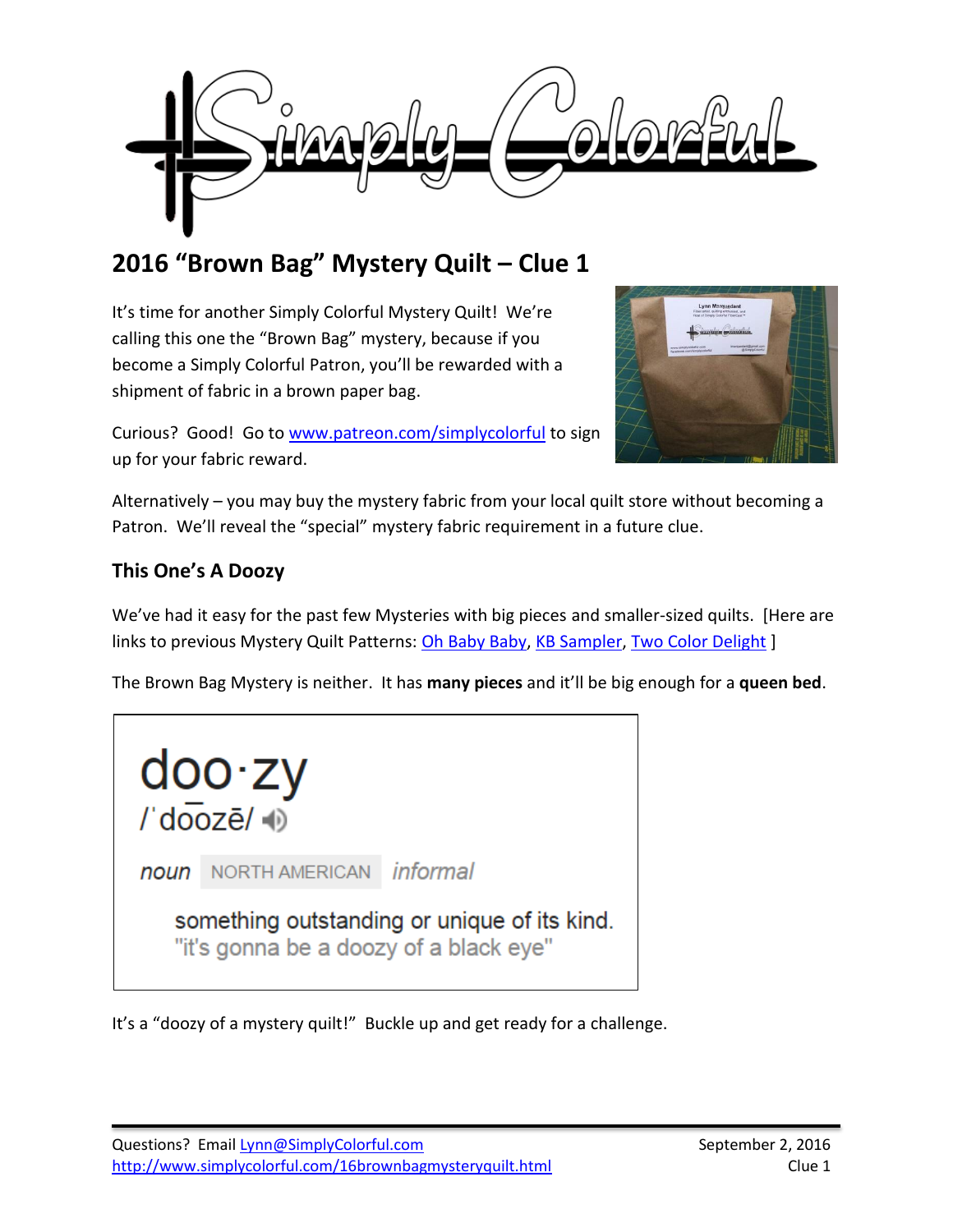# 2016 "Brown Bag" Mystery Quilt – Clue 1

It's time for another Simply Colorful Mystery Quilt! We're calling this one the "Brown Bag" mystery, because if you become a Simply Colorful Patron, you'll be rewarded with a shipment of fabric in a brown paper bag.

Curious? Good! Go to www.patreon.com/simplycolorful to sign up for your fabric reward.

Alternatively – you may buy the mystery fabric from your local quilt store without becoming a Patron. We'll reveal the "special" mystery fabric requirement in a future clue.

## This One's A Doozy

We've had it easy for the past few Mysteries with big pieces and smaller-sized quilts. [Here are links to previous Mystery Quilt Patterns: Oh Baby Baby, KB Sampler, Two Color Delight ]

The Brown Bag Mystery is neither. It has **many pieces** and it'll be big enough for a **queen bed**.

> **doo·zy**
> /ˈdo͞ozē/
>
> *noun* NORTH AMERICAN *informal*
>
> something outstanding or unique of its kind.
> "it's gonna be a doozy of a black eye"

It's a "doozy of a mystery quilt!" Buckle up and get ready for a challenge.

Questions? Email Lynn@SimplyColorful.com
http://www.simplycolorful.com/16brownbagmysteryquilt.html

September 2, 2016
Clue 1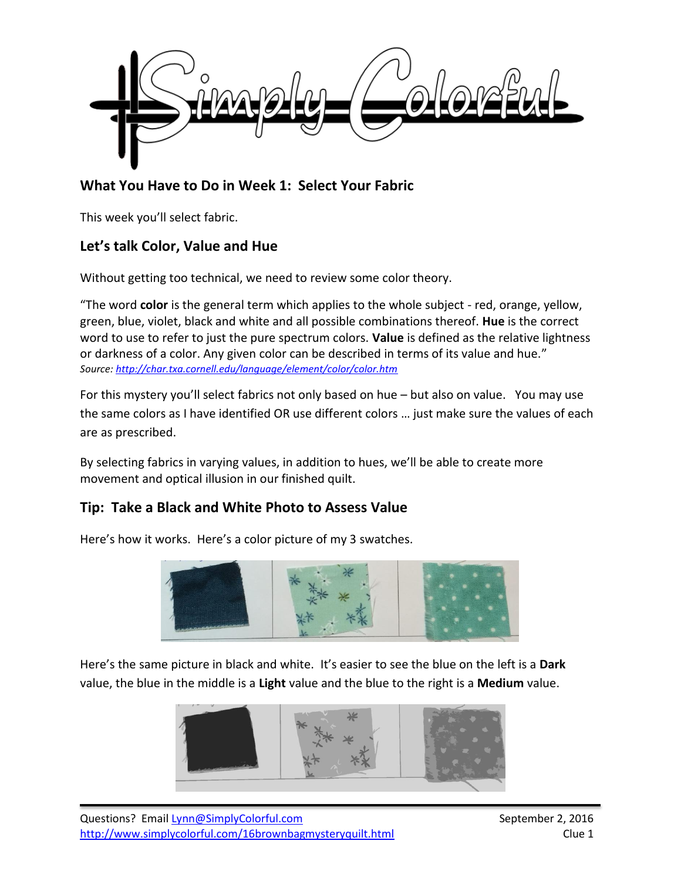## What You Have to Do in Week 1: Select Your Fabric

This week you'll select fabric.

## Let's talk Color, Value and Hue

Without getting too technical, we need to review some color theory.

"The word **color** is the general term which applies to the whole subject - red, orange, yellow, green, blue, violet, black and white and all possible combinations thereof. **Hue** is the correct word to use to refer to just the pure spectrum colors. **Value** is defined as the relative lightness or darkness of a color. Any given color can be described in terms of its value and hue."
*Source: http://char.txa.cornell.edu/language/element/color/color.htm*

For this mystery you'll select fabrics not only based on hue – but also on value. You may use the same colors as I have identified OR use different colors … just make sure the values of each are as prescribed.

By selecting fabrics in varying values, in addition to hues, we'll be able to create more movement and optical illusion in our finished quilt.

## Tip: Take a Black and White Photo to Assess Value

Here's how it works. Here's a color picture of my 3 swatches.

Here's the same picture in black and white. It's easier to see the blue on the left is a **Dark** value, the blue in the middle is a **Light** value and the blue to the right is a **Medium** value.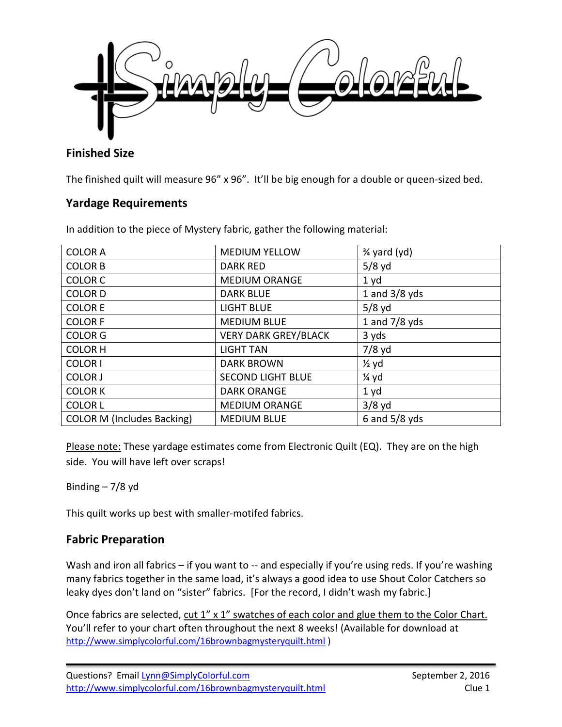## Finished Size

The finished quilt will measure 96" x 96". It'll be big enough for a double or queen-sized bed.

## Yardage Requirements

In addition to the piece of Mystery fabric, gather the following material:

| | | |
|---|---|---|
| COLOR A | MEDIUM YELLOW | ¾ yard (yd) |
| COLOR B | DARK RED | 5/8 yd |
| COLOR C | MEDIUM ORANGE | 1 yd |
| COLOR D | DARK BLUE | 1 and 3/8 yds |
| COLOR E | LIGHT BLUE | 5/8 yd |
| COLOR F | MEDIUM BLUE | 1 and 7/8 yds |
| COLOR G | VERY DARK GREY/BLACK | 3 yds |
| COLOR H | LIGHT TAN | 7/8 yd |
| COLOR I | DARK BROWN | ½ yd |
| COLOR J | SECOND LIGHT BLUE | ¼ yd |
| COLOR K | DARK ORANGE | 1 yd |
| COLOR L | MEDIUM ORANGE | 3/8 yd |
| COLOR M (Includes Backing) | MEDIUM BLUE | 6 and 5/8 yds |

Please note: These yardage estimates come from Electronic Quilt (EQ). They are on the high side. You will have left over scraps!

Binding – 7/8 yd

This quilt works up best with smaller-motifed fabrics.

## Fabric Preparation

Wash and iron all fabrics – if you want to -- and especially if you're using reds. If you're washing many fabrics together in the same load, it's always a good idea to use Shout Color Catchers so leaky dyes don't land on "sister" fabrics. [For the record, I didn't wash my fabric.]

Once fabrics are selected, cut 1" x 1" swatches of each color and glue them to the Color Chart. You'll refer to your chart often throughout the next 8 weeks! (Available for download at http://www.simplycolorful.com/16brownbagmysteryquilt.html )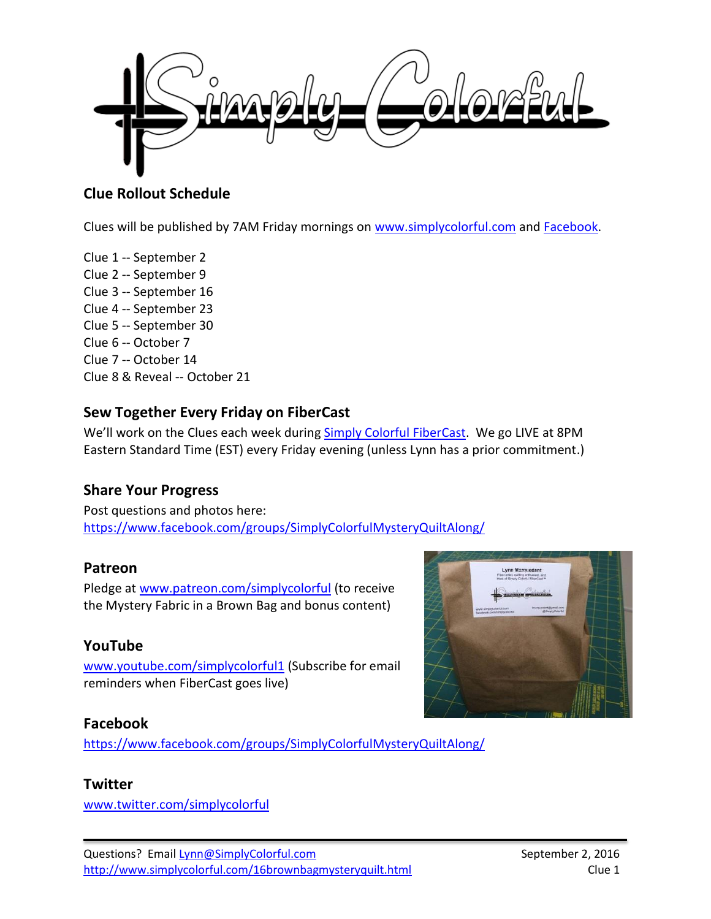## Clue Rollout Schedule

Clues will be published by 7AM Friday mornings on www.simplycolorful.com and Facebook.

Clue 1 -- September 2
Clue 2 -- September 9
Clue 3 -- September 16
Clue 4 -- September 23
Clue 5 -- September 30
Clue 6 -- October 7
Clue 7 -- October 14
Clue 8 & Reveal -- October 21

## Sew Together Every Friday on FiberCast

We'll work on the Clues each week during Simply Colorful FiberCast. We go LIVE at 8PM Eastern Standard Time (EST) every Friday evening (unless Lynn has a prior commitment.)

## Share Your Progress

Post questions and photos here:
https://www.facebook.com/groups/SimplyColorfulMysteryQuiltAlong/

## Patreon

Pledge at www.patreon.com/simplycolorful (to receive the Mystery Fabric in a Brown Bag and bonus content)

## YouTube

www.youtube.com/simplycolorful1 (Subscribe for email reminders when FiberCast goes live)

## Facebook

https://www.facebook.com/groups/SimplyColorfulMysteryQuiltAlong/

## Twitter

www.twitter.com/simplycolorful

Questions? Email Lynn@SimplyColorful.com
http://www.simplycolorful.com/16brownbagmysteryquilt.html